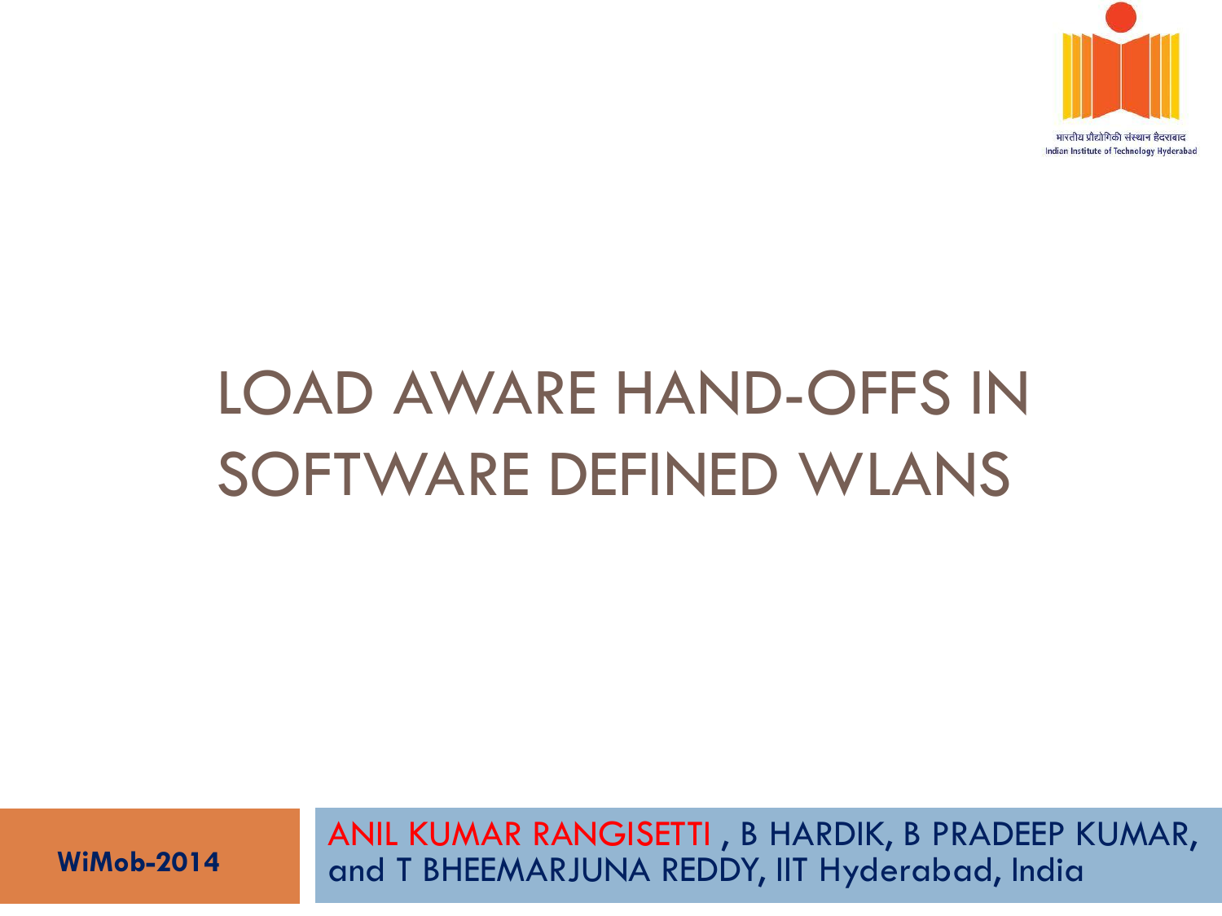भारतीय प्रौद्योगिकी संस्थान हैदराबाद
Indian Institute of Technology Hyderabad

# LOAD AWARE HAND-OFFS IN SOFTWARE DEFINED WLANS

**WiMob-2014**

ANIL KUMAR RANGISETTI , B HARDIK, B PRADEEP KUMAR, and T BHEEMARJUNA REDDY, IIT Hyderabad, India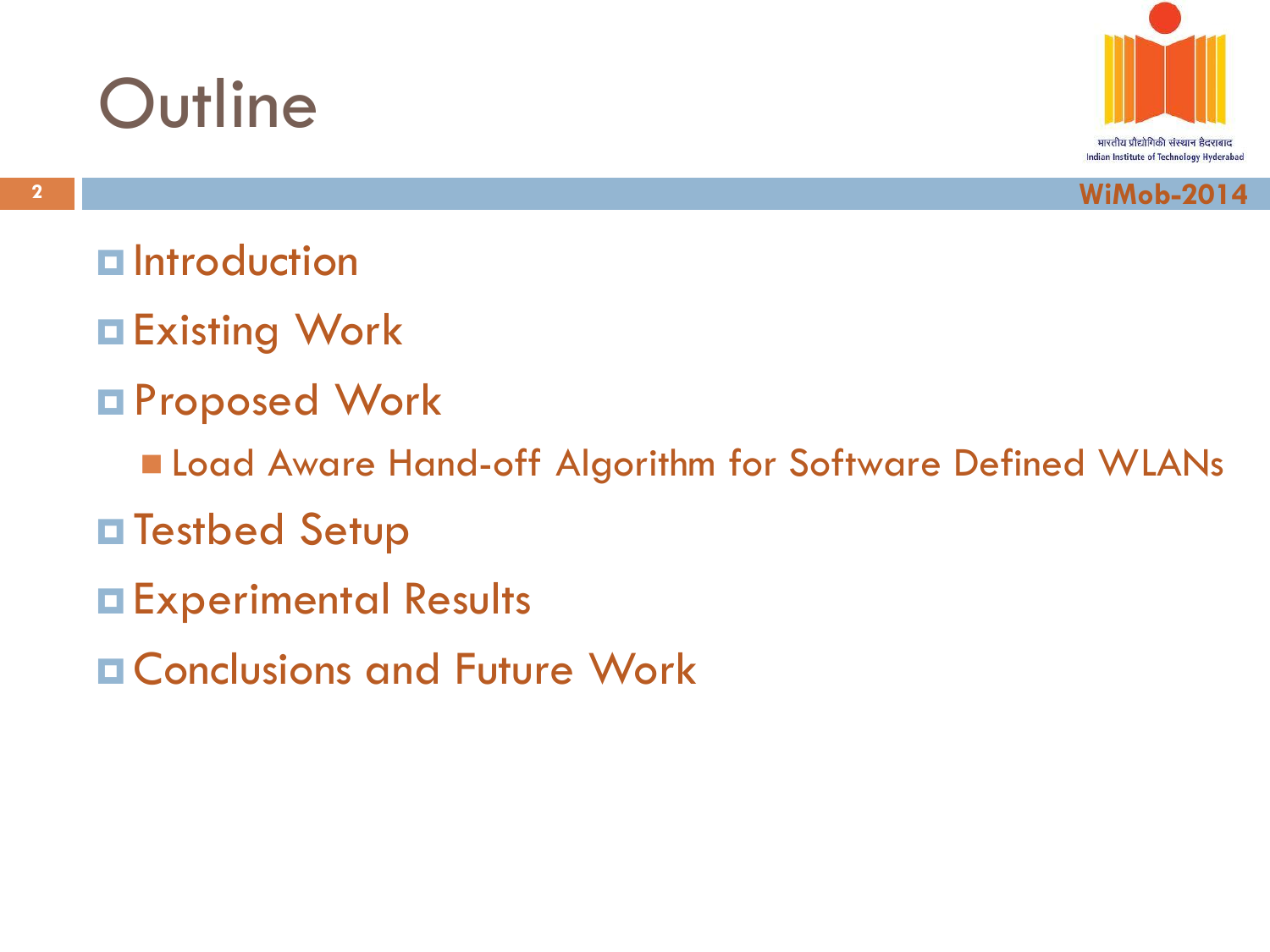# Outline

- Introduction
- Existing Work
- Proposed Work
  - Load Aware Hand-off Algorithm for Software Defined WLANs
- Testbed Setup
- Experimental Results
- Conclusions and Future Work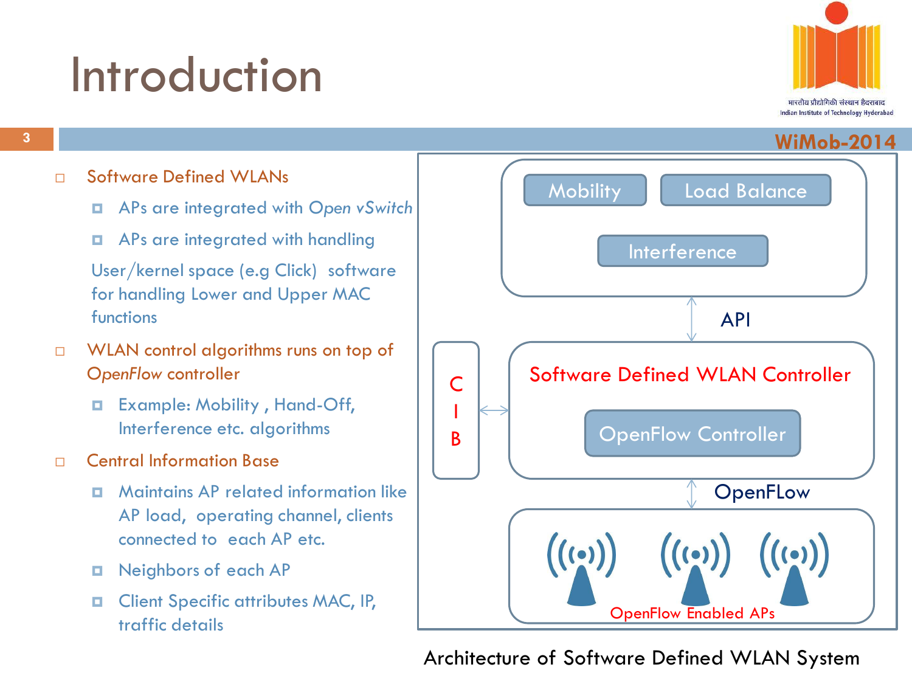# Introduction

- Software Defined WLANs
  - APs are integrated with *Open vSwitch*
  - APs are integrated with handling

    User/kernel space (e.g Click) software for handling Lower and Upper MAC functions
- WLAN control algorithms runs on top of *OpenFlow* controller
  - Example: Mobility , Hand-Off, Interference etc. algorithms
- Central Information Base
  - Maintains AP related information like AP load, operating channel, clients connected to each AP etc.
  - Neighbors of each AP
  - Client Specific attributes MAC, IP, traffic details

Mobility | Load Balance | Interference

API

CIB — Software Defined WLAN Controller — OpenFlow Controller

OpenFLow

OpenFlow Enabled APs

Architecture of Software Defined WLAN System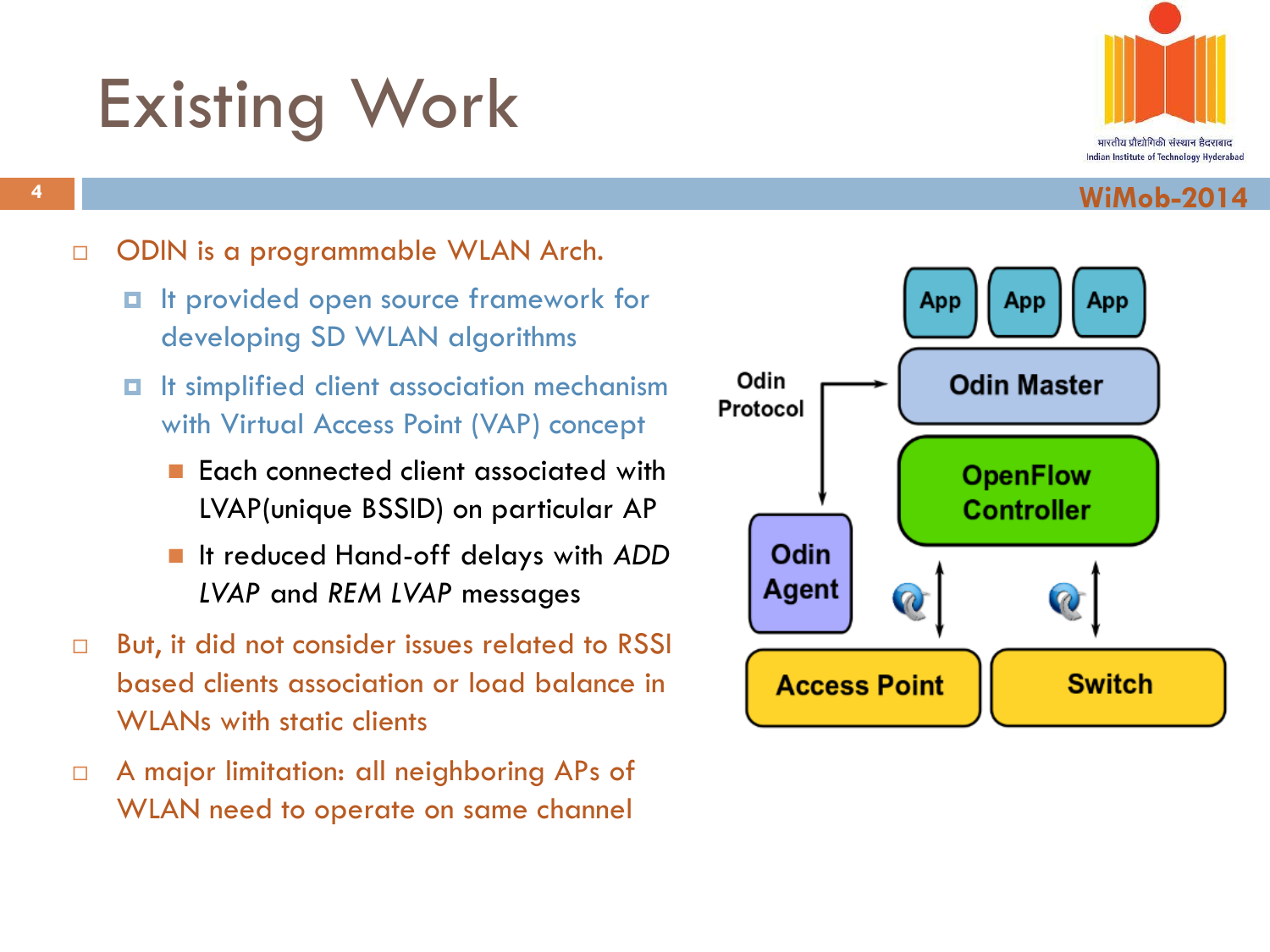# Existing Work

- ODIN is a programmable WLAN Arch.
  - It provided open source framework for developing SD WLAN algorithms
  - It simplified client association mechanism with Virtual Access Point (VAP) concept
    - Each connected client associated with LVAP(unique BSSID) on particular AP
    - It reduced Hand-off delays with *ADD LVAP* and *REM LVAP* messages
- But, it did not consider issues related to RSSI based clients association or load balance in WLANs with static clients
- A major limitation: all neighboring APs of WLAN need to operate on same channel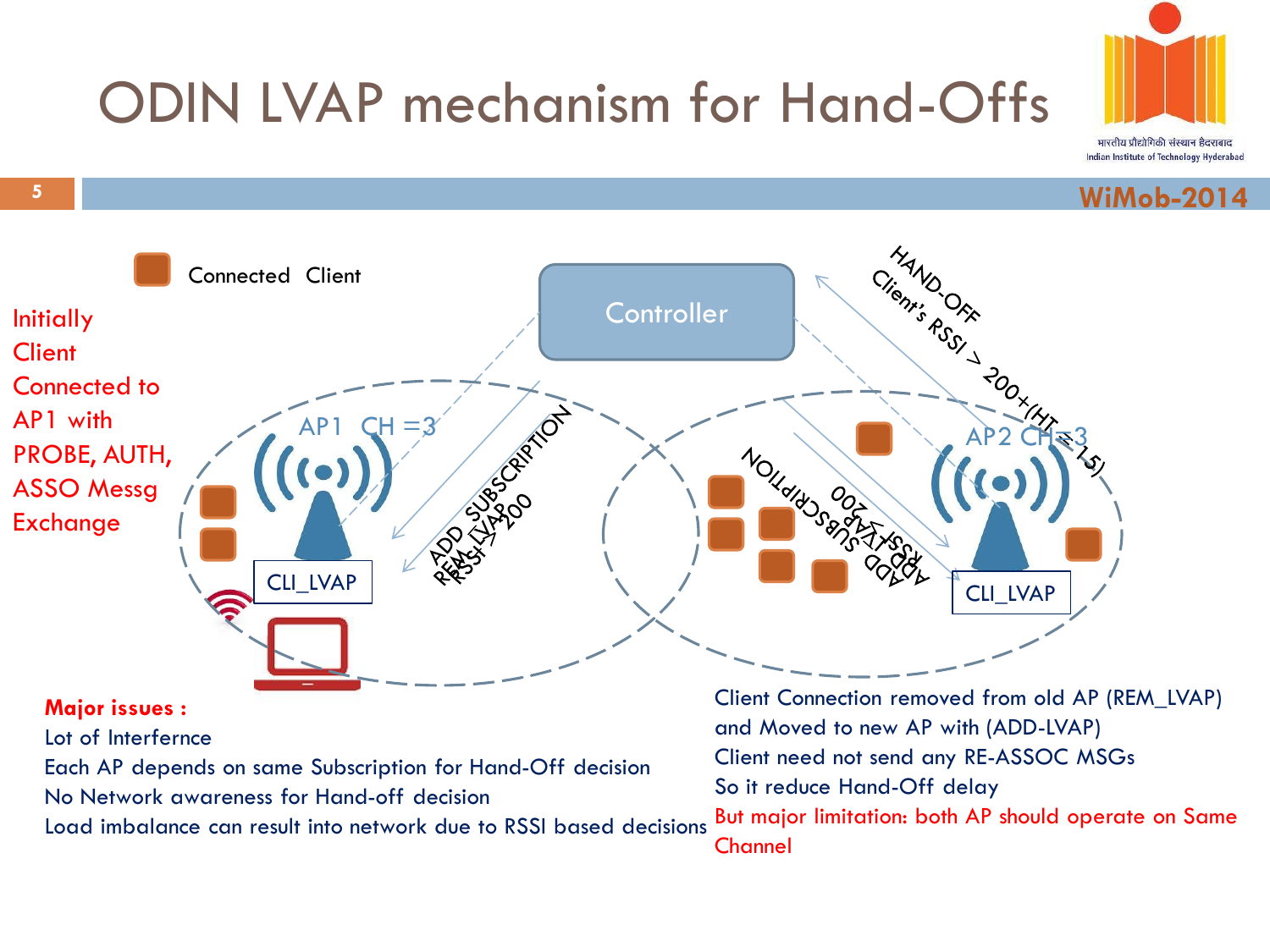# ODIN LVAP mechanism for Hand-Offs

Connected Client

Initially Client Connected to AP1 with PROBE, AUTH, ASSO Messg Exchange

Controller

AP1 CH =3

AP2 CH=3

CLI_LVAP

CLI_LVAP

ADD SUBSCRIPTION

REM_LVAP

RSSI > 200

HAND-OFF

Client's RSSI > 200+(HT=15)

ADD SUBSCRIPTION

ADD_LVAP

RSSI < 200

**Major issues :**

Lot of Interfernce

Each AP depends on same Subscription for Hand-Off decision

No Network awareness for Hand-off decision

Load imbalance can result into network due to RSSI based decisions

Client Connection removed from old AP (REM_LVAP) and Moved to new AP with (ADD-LVAP)

Client need not send any RE-ASSOC MSGs

So it reduce Hand-Off delay

But major limitation: both AP should operate on Same Channel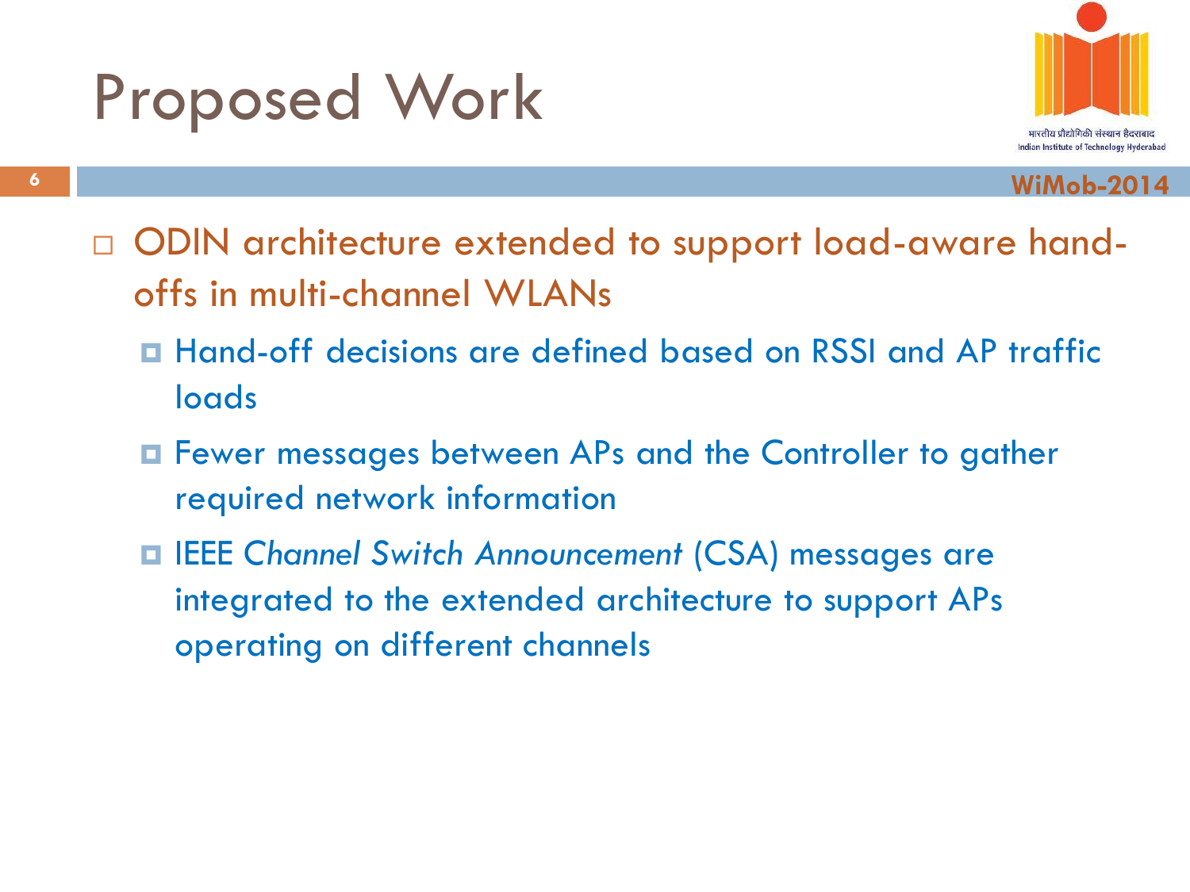# Proposed Work

- ODIN architecture extended to support load-aware hand-offs in multi-channel WLANs
  - Hand-off decisions are defined based on RSSI and AP traffic loads
  - Fewer messages between APs and the Controller to gather required network information
  - IEEE *Channel Switch Announcement* (CSA) messages are integrated to the extended architecture to support APs operating on different channels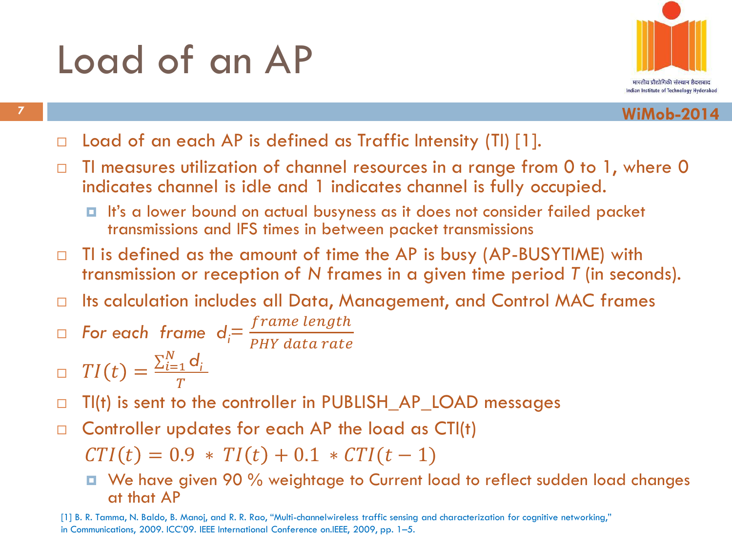# Load of an AP

- Load of an each AP is defined as Traffic Intensity (TI) [1].
- TI measures utilization of channel resources in a range from 0 to 1, where 0 indicates channel is idle and 1 indicates channel is fully occupied.
  - It's a lower bound on actual busyness as it does not consider failed packet transmissions and IFS times in between packet transmissions
- TI is defined as the amount of time the AP is busy (AP-BUSYTIME) with transmission or reception of *N* frames in a given time period *T* (in seconds).
- Its calculation includes all Data, Management, and Control MAC frames
- *For each frame* $d_i = \frac{frame\ length}{PHY\ data\ rate}$
- $TI(t) = \frac{\sum_{i=1}^{N} d_i}{T}$
- TI(t) is sent to the controller in PUBLISH_AP_LOAD messages
- Controller updates for each AP the load as CTI(t)

  $$CTI(t) = 0.9 * TI(t) + 0.1 * CTI(t-1)$$

  - We have given 90 % weightage to Current load to reflect sudden load changes at that AP

[1] B. R. Tamma, N. Baldo, B. Manoj, and R. R. Rao, "Multi-channelwireless traffic sensing and characterization for cognitive networking," in Communications, 2009. ICC'09. IEEE International Conference on.IEEE, 2009, pp. 1–5.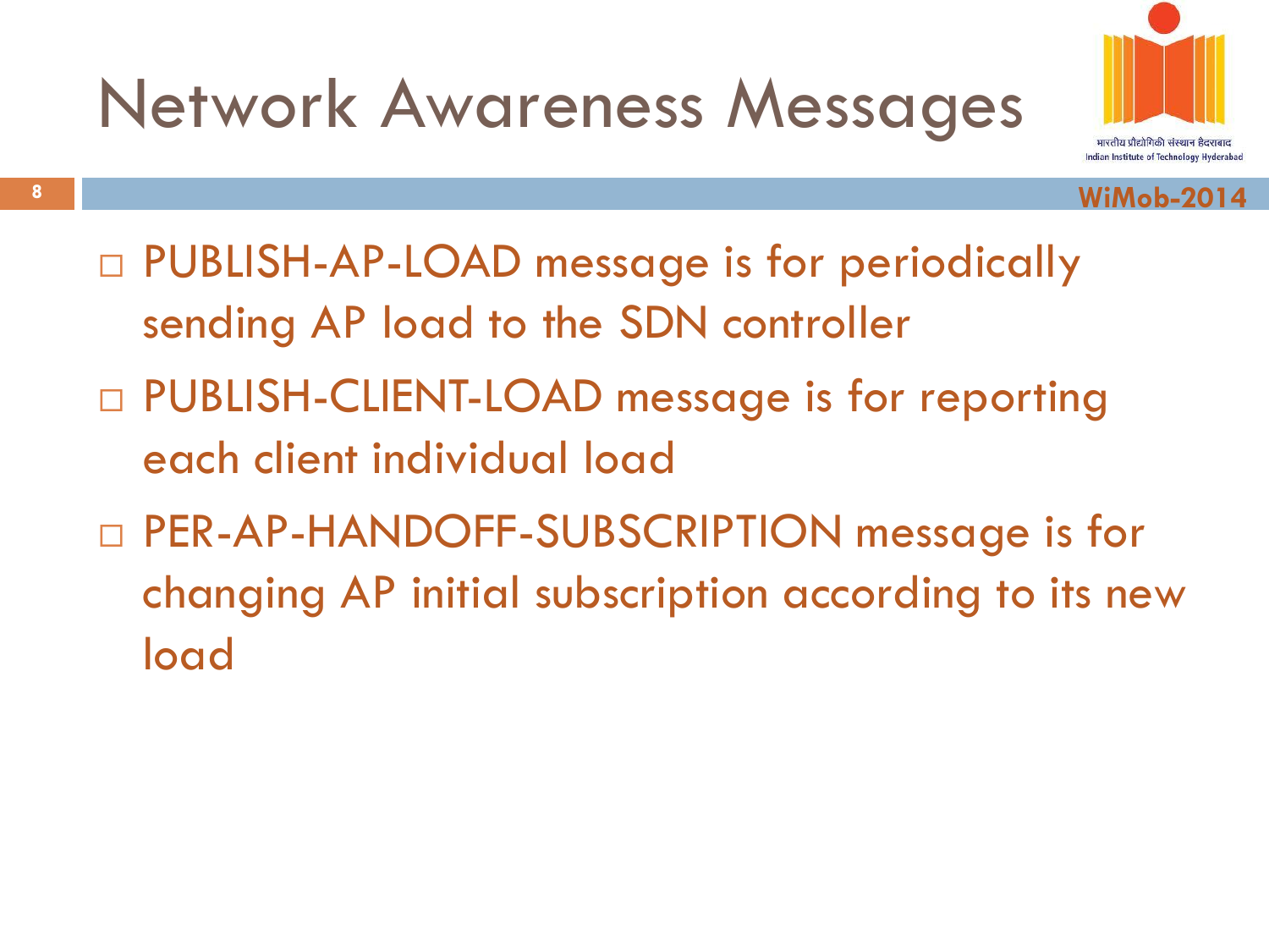# Network Awareness Messages

- PUBLISH-AP-LOAD message is for periodically sending AP load to the SDN controller
- PUBLISH-CLIENT-LOAD message is for reporting each client individual load
- PER-AP-HANDOFF-SUBSCRIPTION message is for changing AP initial subscription according to its new load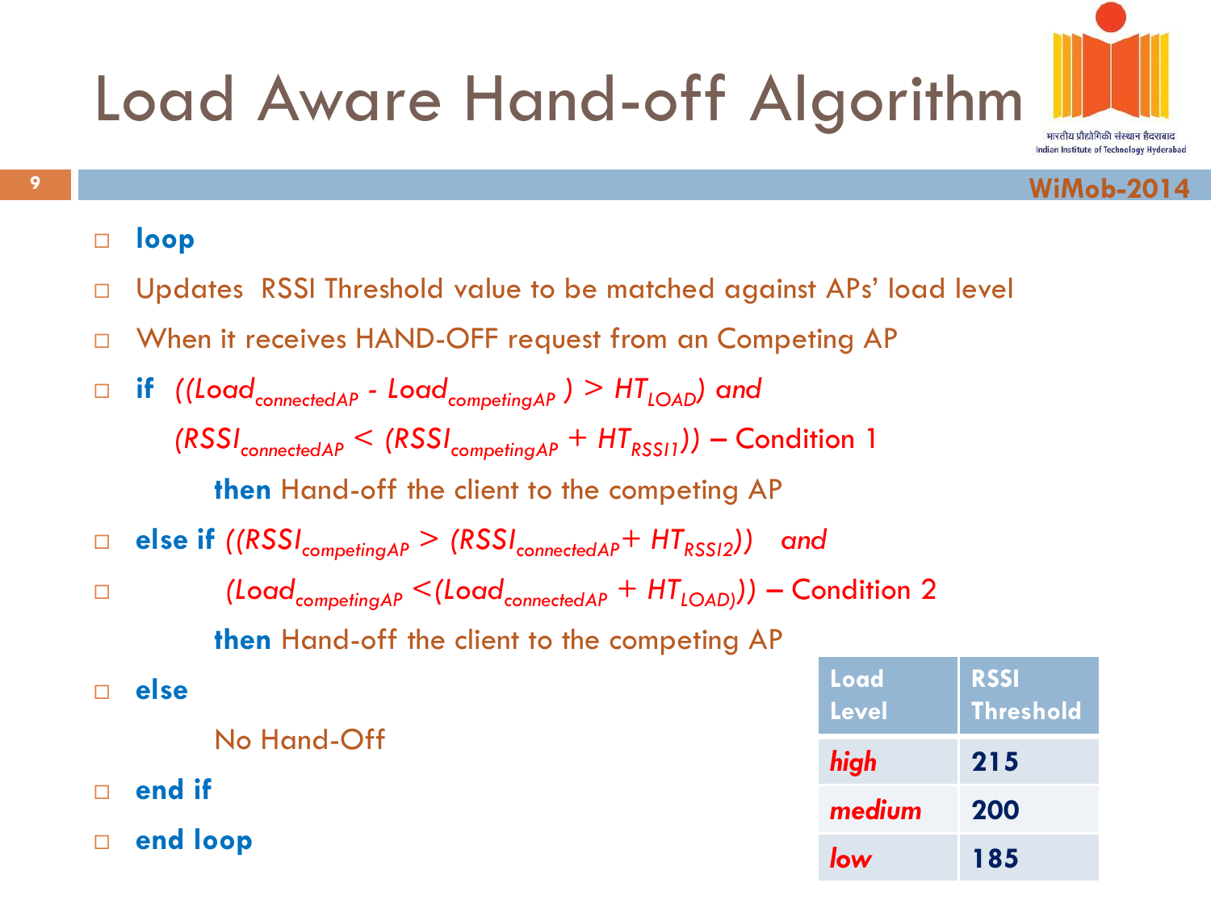# Load Aware Hand-off Algorithm

- **loop**
- Updates RSSI Threshold value to be matched against APs' load level
- When it receives HAND-OFF request from an Competing AP
- **if** $((Load_{connectedAP} - Load_{competingAP}) > HT_{LOAD})$ *and*

  $(RSSI_{connectedAP} < (RSSI_{competingAP} + HT_{RSSI1}))$ – Condition 1

  **then** Hand-off the client to the competing AP
- **else if** $((RSSI_{competingAP} > (RSSI_{connectedAP} + HT_{RSSI2}))$ *and*
- $(Load_{competingAP} < (Load_{connectedAP} + HT_{LOAD})))$ – Condition 2

  **then** Hand-off the client to the competing AP
- **else**

  No Hand-Off
- **end if**
- **end loop**

| Load Level | RSSI Threshold |
| --- | --- |
| *high* | 215 |
| *medium* | 200 |
| *low* | 185 |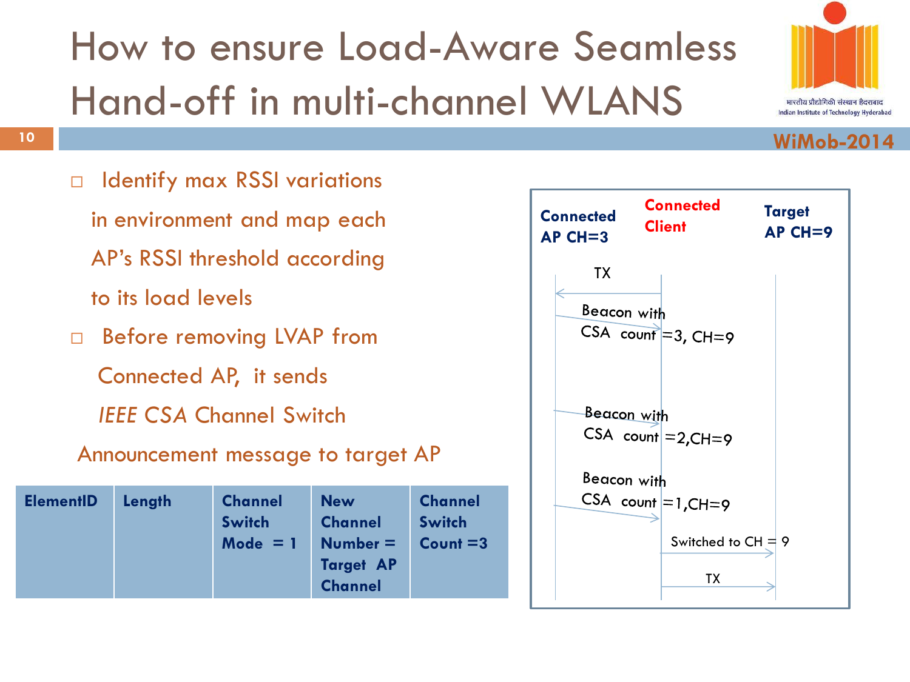# How to ensure Load-Aware Seamless Hand-off in multi-channel WLANS

- Identify max RSSI variations in environment and map each AP's RSSI threshold according to its load levels
- Before removing LVAP from Connected AP, it sends *IEEE CSA* Channel Switch Announcement message to target AP

| ElementID | Length | Channel Switch Mode = 1 | New Channel Number = Target AP Channel | Channel Switch Count =3 |
|---|---|---|---|---|

**Connected AP CH=3** | **Connected Client** | **Target AP CH=9**

TX

Beacon with CSA count =3, CH=9

Beacon with CSA count =2,CH=9

Beacon with CSA count =1,CH=9

Switched to CH = 9

TX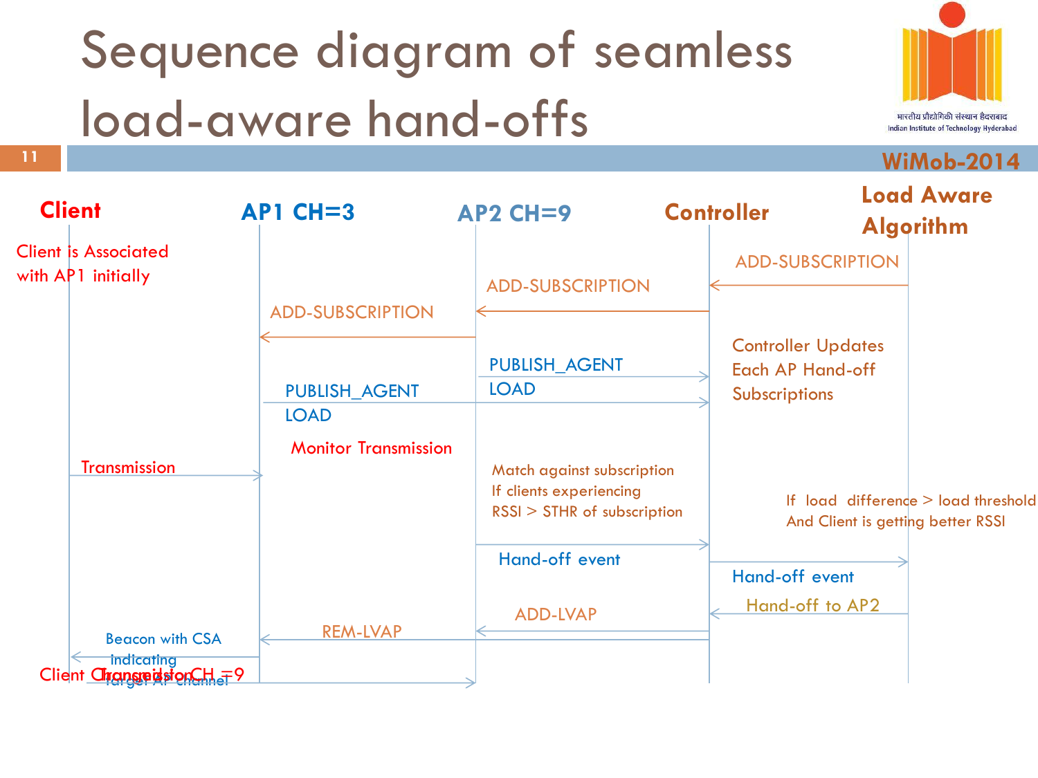# Sequence diagram of seamless load-aware hand-offs

**Client** | **AP1 CH=3** | **AP2 CH=9** | **Controller** | **Load Aware Algorithm**

Client is Associated with AP1 initially

- Load Aware Algorithm → Controller: ADD-SUBSCRIPTION
- Controller → AP2: ADD-SUBSCRIPTION
- AP2 → AP1: ADD-SUBSCRIPTION
- Controller Updates Each AP Hand-off Subscriptions
- AP2 → Controller: PUBLISH_AGENT LOAD
- AP1 → Controller: PUBLISH_AGENT LOAD
- Monitor Transmission
- Client → AP1: Transmission
- Match against subscription If clients experiencing RSSI > STHR of subscription
- AP2 → Controller: Hand-off event
- Controller → Load Aware Algorithm: Hand-off event
- If load difference > load threshold And Client is getting better RSSI
- Load Aware Algorithm → Controller: Hand-off to AP2
- Controller → AP2: ADD-LVAP
- Controller → AP1: REM-LVAP
- AP1 → Client: Beacon with CSA indicating Target AP channel
- Client Changes to CH =9
- Client → AP2: Transmission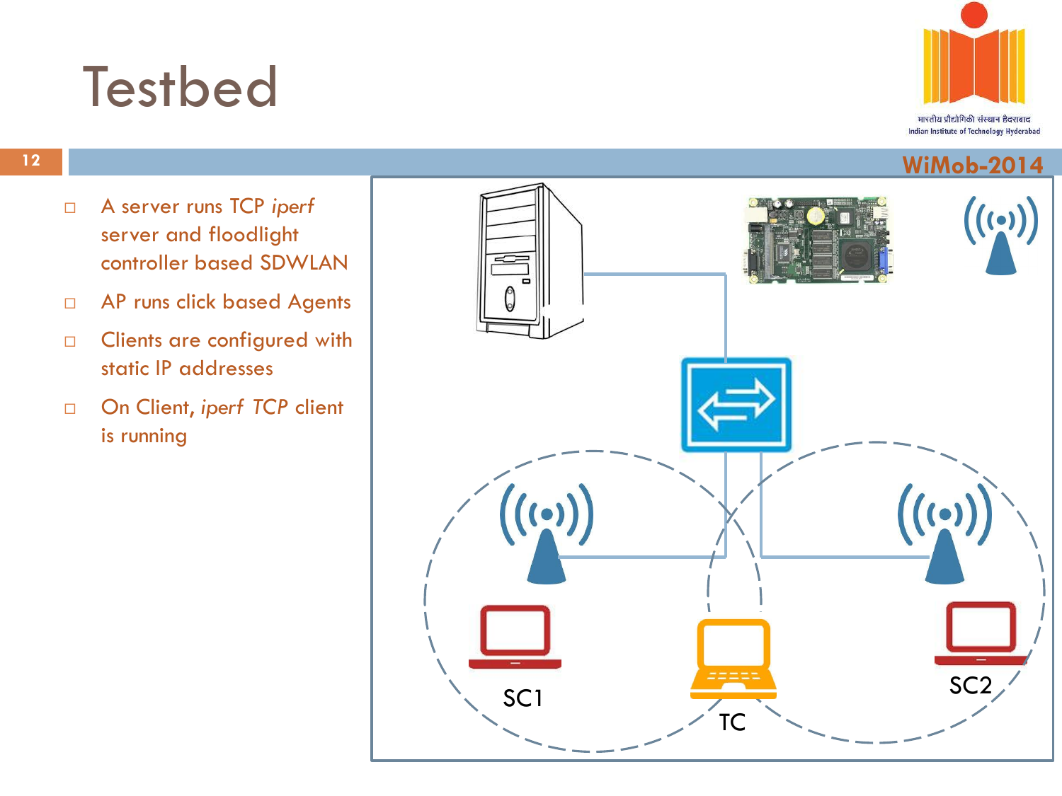# Testbed

- A server runs TCP *iperf* server and floodlight controller based SDWLAN
- AP runs click based Agents
- Clients are configured with static IP addresses
- On Client, *iperf TCP* client is running

SC1

TC

SC2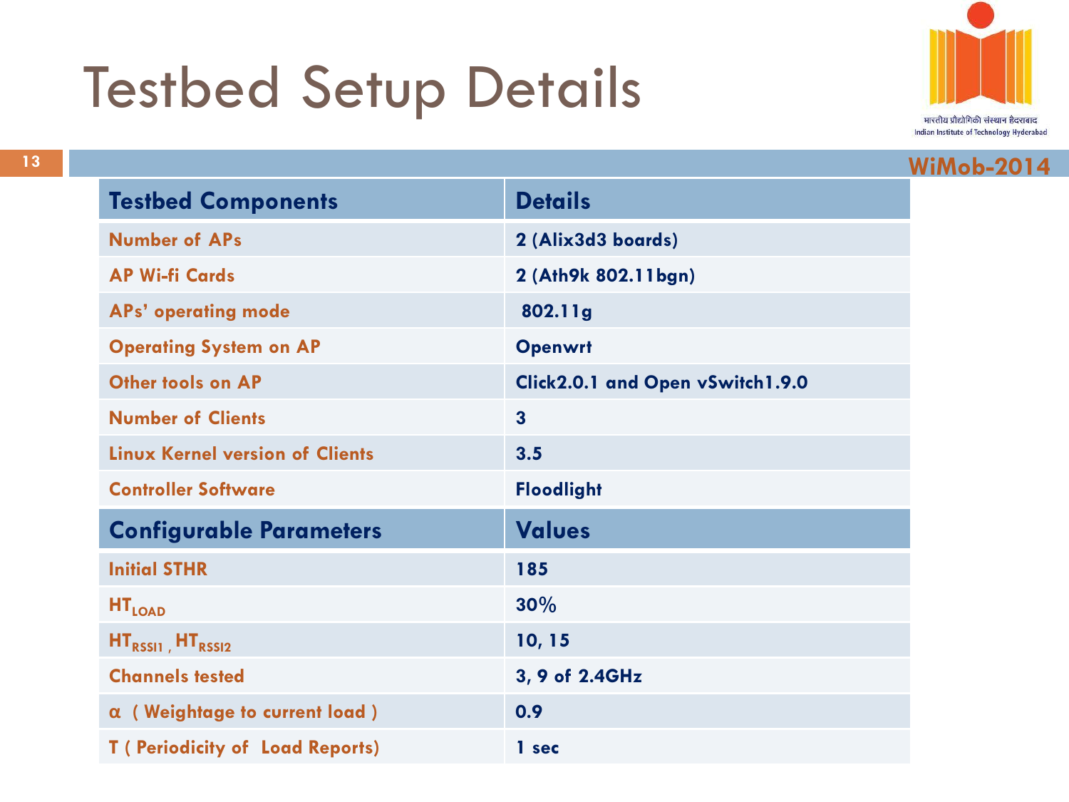# Testbed Setup Details

| Testbed Components | Details |
|---|---|
| Number of APs | 2 (Alix3d3 boards) |
| AP Wi-fi Cards | 2 (Ath9k 802.11bgn) |
| APs' operating mode | 802.11g |
| Operating System on AP | Openwrt |
| Other tools on AP | Click2.0.1 and Open vSwitch1.9.0 |
| Number of Clients | 3 |
| Linux Kernel version of Clients | 3.5 |
| Controller Software | Floodlight |
| **Configurable Parameters** | **Values** |
| Initial STHR | 185 |
| $HT_{LOAD}$ | 30% |
| $HT_{RSSI1}$ , $HT_{RSSI2}$ | 10, 15 |
| Channels tested | 3, 9 of 2.4GHz |
| $\alpha$ ( Weightage to current load ) | 0.9 |
| T ( Periodicity of Load Reports) | 1 sec |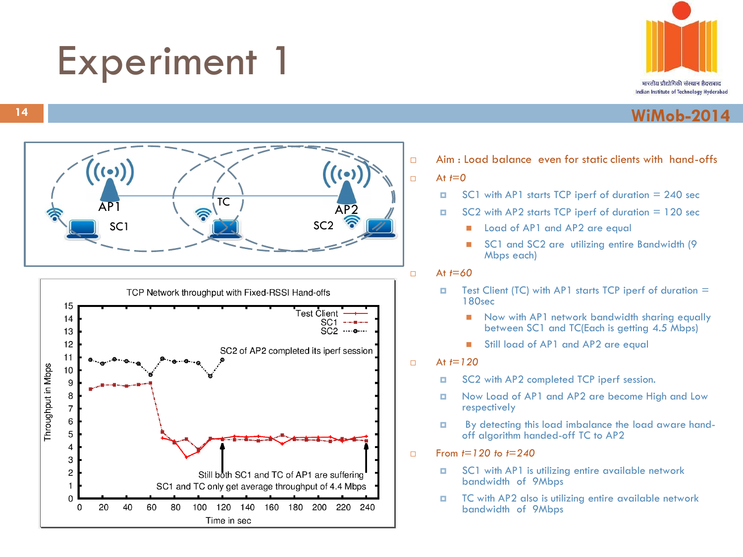# Experiment 1

- Aim : Load balance even for static clients with hand-offs
- At $t=0$
  - SC1 with AP1 starts TCP iperf of duration = 240 sec
  - SC2 with AP2 starts TCP iperf of duration = 120 sec
    - Load of AP1 and AP2 are equal
    - SC1 and SC2 are utilizing entire Bandwidth (9 Mbps each)
- At $t=60$
  - Test Client (TC) with AP1 starts TCP iperf of duration = 180sec
    - Now with AP1 network bandwidth sharing equally between SC1 and TC(Each is getting 4.5 Mbps)
    - Still load of AP1 and AP2 are equal
- At $t=120$
  - SC2 with AP2 completed TCP iperf session.
  - Now Load of AP1 and AP2 are become High and Low respectively
  - By detecting this load imbalance the load aware hand-off algorithm handed-off TC to AP2
- From $t=120$ to $t=240$
  - SC1 with AP1 is utilizing entire available network bandwidth of 9Mbps
  - TC with AP2 also is utilizing entire available network bandwidth of 9Mbps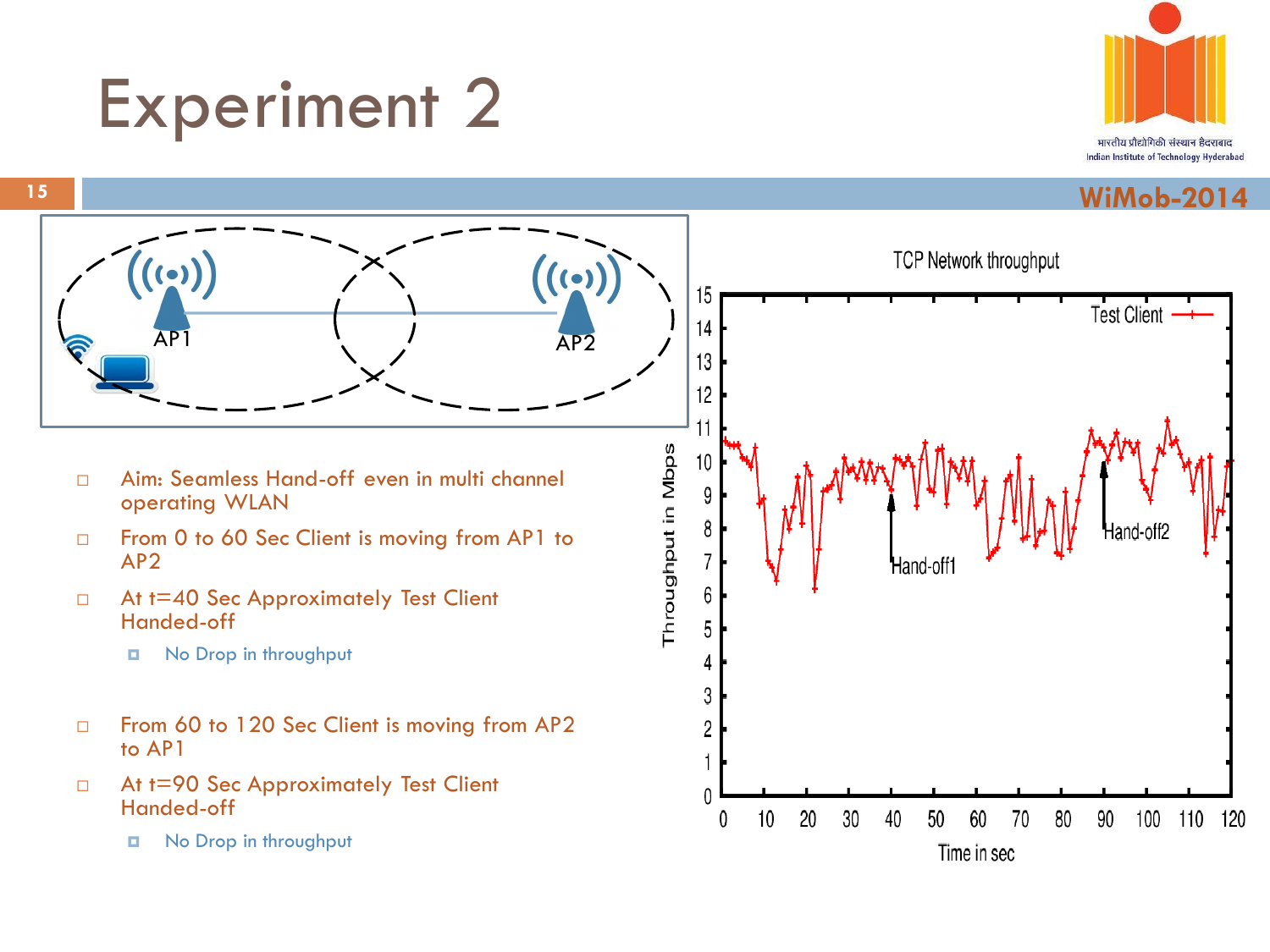# Experiment 2

- Aim: Seamless Hand-off even in multi channel operating WLAN
- From 0 to 60 Sec Client is moving from AP1 to AP2
- At t=40 Sec Approximately Test Client Handed-off
  - No Drop in throughput
- From 60 to 120 Sec Client is moving from AP2 to AP1
- At t=90 Sec Approximately Test Client Handed-off
  - No Drop in throughput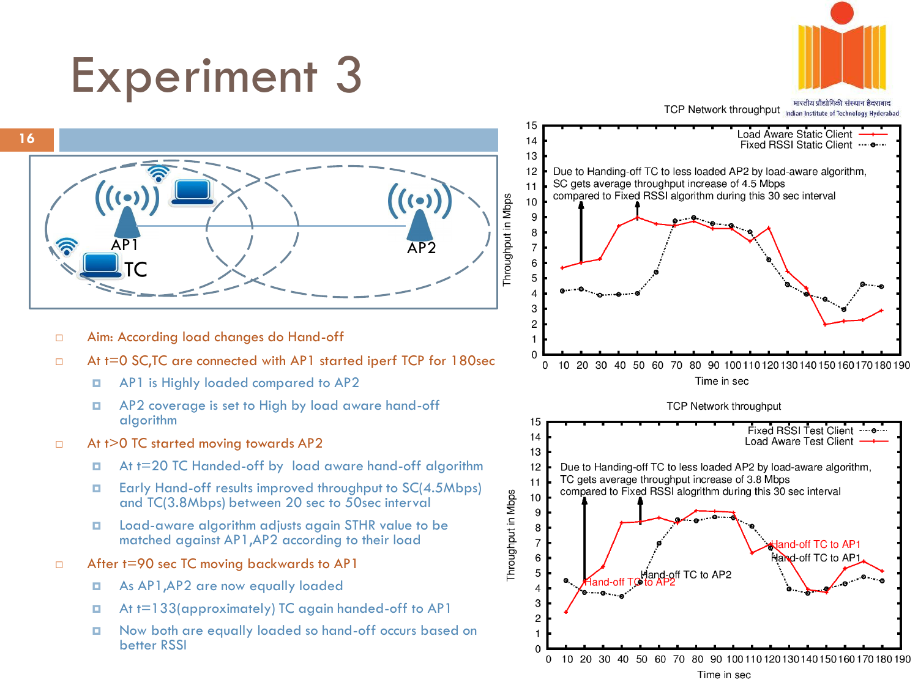# Experiment 3

- Aim: According load changes do Hand-off
- At t=0 SC,TC are connected with AP1 started iperf TCP for 180sec
  - AP1 is Highly loaded compared to AP2
  - AP2 coverage is set to High by load aware hand-off algorithm
- At t>0 TC started moving towards AP2
  - At t=20 TC Handed-off by load aware hand-off algorithm
  - Early Hand-off results improved throughput to SC(4.5Mbps) and TC(3.8Mbps) between 20 sec to 50sec interval
  - Load-aware algorithm adjusts again STHR value to be matched against AP1,AP2 according to their load
- After t=90 sec TC moving backwards to AP1
  - As AP1,AP2 are now equally loaded
  - At t=133(approximately) TC again handed-off to AP1
  - Now both are equally loaded so hand-off occurs based on better RSSI

TCP Network throughput

Due to Handing-off TC to less loaded AP2 by load-aware algorithm, SC gets average throughput increase of 4.5 Mbps compared to Fixed RSSI algorithm during this 30 sec interval

TCP Network throughput

Due to Handing-off TC to less loaded AP2 by load-aware algorithm, TC gets average throughput increase of 3.8 Mbps compared to Fixed RSSI alogrithm during this 30 sec interval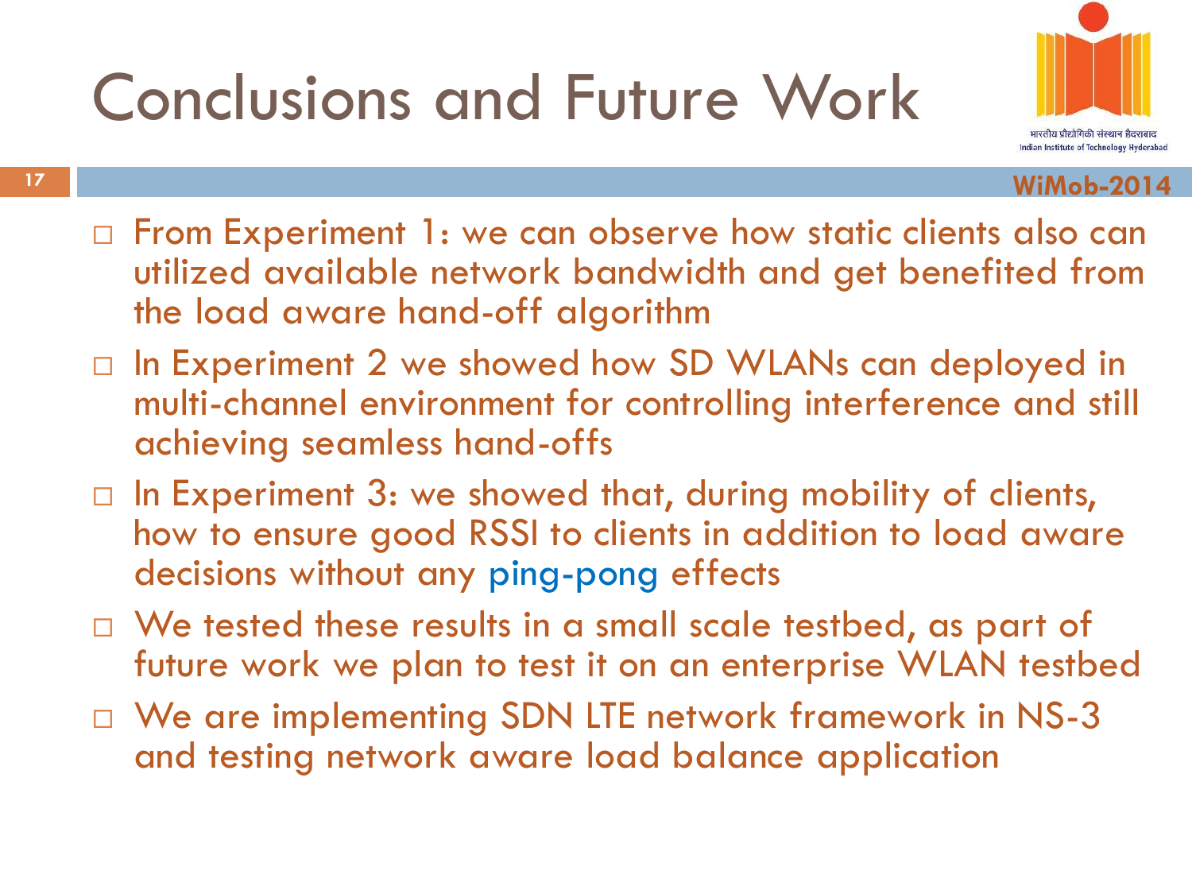# Conclusions and Future Work

- From Experiment 1: we can observe how static clients also can utilized available network bandwidth and get benefited from the load aware hand-off algorithm
- In Experiment 2 we showed how SD WLANs can deployed in multi-channel environment for controlling interference and still achieving seamless hand-offs
- In Experiment 3: we showed that, during mobility of clients, how to ensure good RSSI to clients in addition to load aware decisions without any ping-pong effects
- We tested these results in a small scale testbed, as part of future work we plan to test it on an enterprise WLAN testbed
- We are implementing SDN LTE network framework in NS-3 and testing network aware load balance application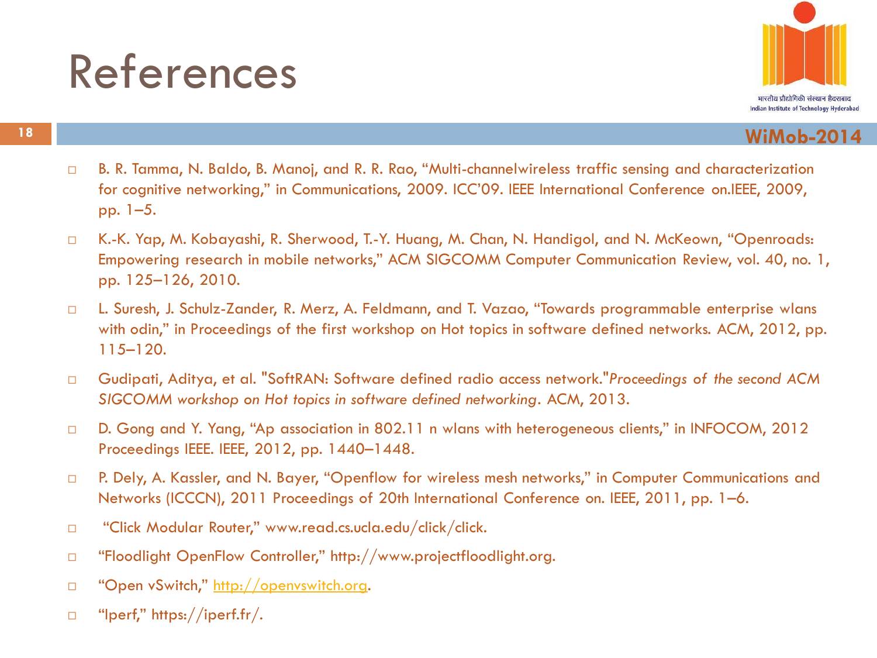# References

- B. R. Tamma, N. Baldo, B. Manoj, and R. R. Rao, "Multi-channelwireless traffic sensing and characterization for cognitive networking," in Communications, 2009. ICC'09. IEEE International Conference on.IEEE, 2009, pp. 1–5.
- K.-K. Yap, M. Kobayashi, R. Sherwood, T.-Y. Huang, M. Chan, N. Handigol, and N. McKeown, "Openroads: Empowering research in mobile networks," ACM SIGCOMM Computer Communication Review, vol. 40, no. 1, pp. 125–126, 2010.
- L. Suresh, J. Schulz-Zander, R. Merz, A. Feldmann, and T. Vazao, "Towards programmable enterprise wlans with odin," in Proceedings of the first workshop on Hot topics in software defined networks. ACM, 2012, pp. 115–120.
- Gudipati, Aditya, et al. "SoftRAN: Software defined radio access network."*Proceedings of the second ACM SIGCOMM workshop on Hot topics in software defined networking*. ACM, 2013.
- D. Gong and Y. Yang, "Ap association in 802.11 n wlans with heterogeneous clients," in INFOCOM, 2012 Proceedings IEEE. IEEE, 2012, pp. 1440–1448.
- P. Dely, A. Kassler, and N. Bayer, "Openflow for wireless mesh networks," in Computer Communications and Networks (ICCCN), 2011 Proceedings of 20th International Conference on. IEEE, 2011, pp. 1–6.
- "Click Modular Router," www.read.cs.ucla.edu/click/click.
- "Floodlight OpenFlow Controller," http://www.projectfloodlight.org.
- "Open vSwitch," [http://openvswitch.org](http://openvswitch.org).
- "Iperf," https://iperf.fr/.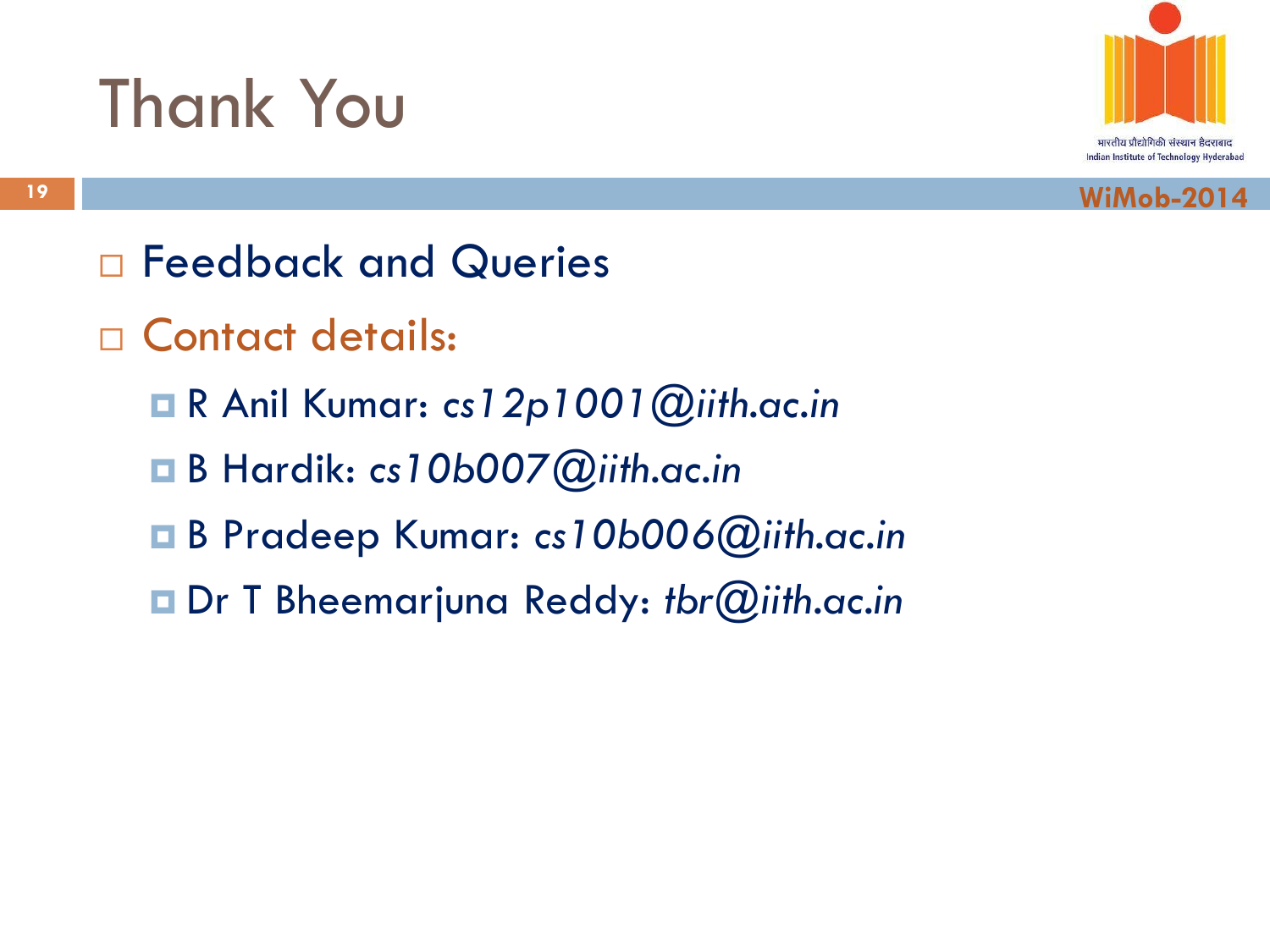# Thank You

- Feedback and Queries
- Contact details:
  - R Anil Kumar: *cs12p1001@iith.ac.in*
  - B Hardik: *cs10b007@iith.ac.in*
  - B Pradeep Kumar: *cs10b006@iith.ac.in*
  - Dr T Bheemarjuna Reddy: *tbr@iith.ac.in*